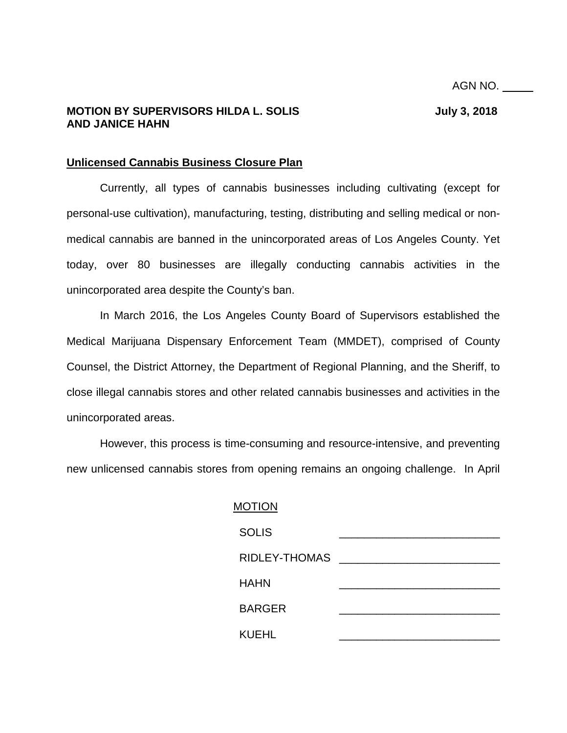AGN NO. _____

**MOTION BY SUPERVISORS HILDA L. SOLIS AND JANICE HAHN** **July 3, 2018**

**Unlicensed Cannabis Business Closure Plan**

Currently, all types of cannabis businesses including cultivating (except for personal-use cultivation), manufacturing, testing, distributing and selling medical or non-medical cannabis are banned in the unincorporated areas of Los Angeles County. Yet today, over 80 businesses are illegally conducting cannabis activities in the unincorporated area despite the County's ban.

In March 2016, the Los Angeles County Board of Supervisors established the Medical Marijuana Dispensary Enforcement Team (MMDET), comprised of County Counsel, the District Attorney, the Department of Regional Planning, and the Sheriff, to close illegal cannabis stores and other related cannabis businesses and activities in the unincorporated areas.

However, this process is time-consuming and resource-intensive, and preventing new unlicensed cannabis stores from opening remains an ongoing challenge. In April

MOTION

| | |
|---|---|
| SOLIS | _______________ |
| RIDLEY-THOMAS | _______________ |
| HAHN | _______________ |
| BARGER | _______________ |
| KUEHL | _______________ |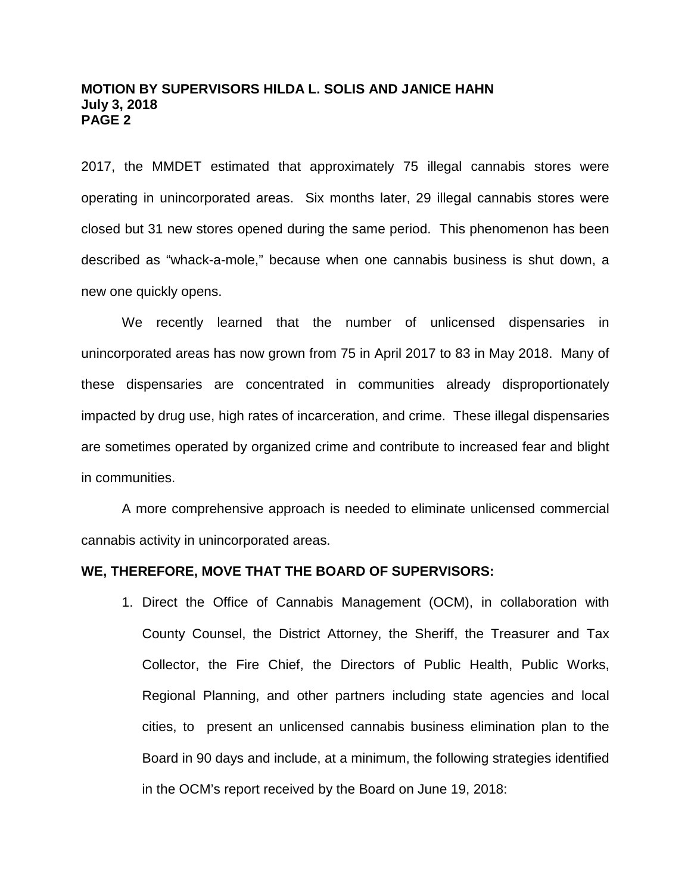2017, the MMDET estimated that approximately 75 illegal cannabis stores were operating in unincorporated areas. Six months later, 29 illegal cannabis stores were closed but 31 new stores opened during the same period. This phenomenon has been described as "whack-a-mole," because when one cannabis business is shut down, a new one quickly opens.

We recently learned that the number of unlicensed dispensaries in unincorporated areas has now grown from 75 in April 2017 to 83 in May 2018. Many of these dispensaries are concentrated in communities already disproportionately impacted by drug use, high rates of incarceration, and crime. These illegal dispensaries are sometimes operated by organized crime and contribute to increased fear and blight in communities.

A more comprehensive approach is needed to eliminate unlicensed commercial cannabis activity in unincorporated areas.

**WE, THEREFORE, MOVE THAT THE BOARD OF SUPERVISORS:**

1. Direct the Office of Cannabis Management (OCM), in collaboration with County Counsel, the District Attorney, the Sheriff, the Treasurer and Tax Collector, the Fire Chief, the Directors of Public Health, Public Works, Regional Planning, and other partners including state agencies and local cities, to present an unlicensed cannabis business elimination plan to the Board in 90 days and include, at a minimum, the following strategies identified in the OCM's report received by the Board on June 19, 2018: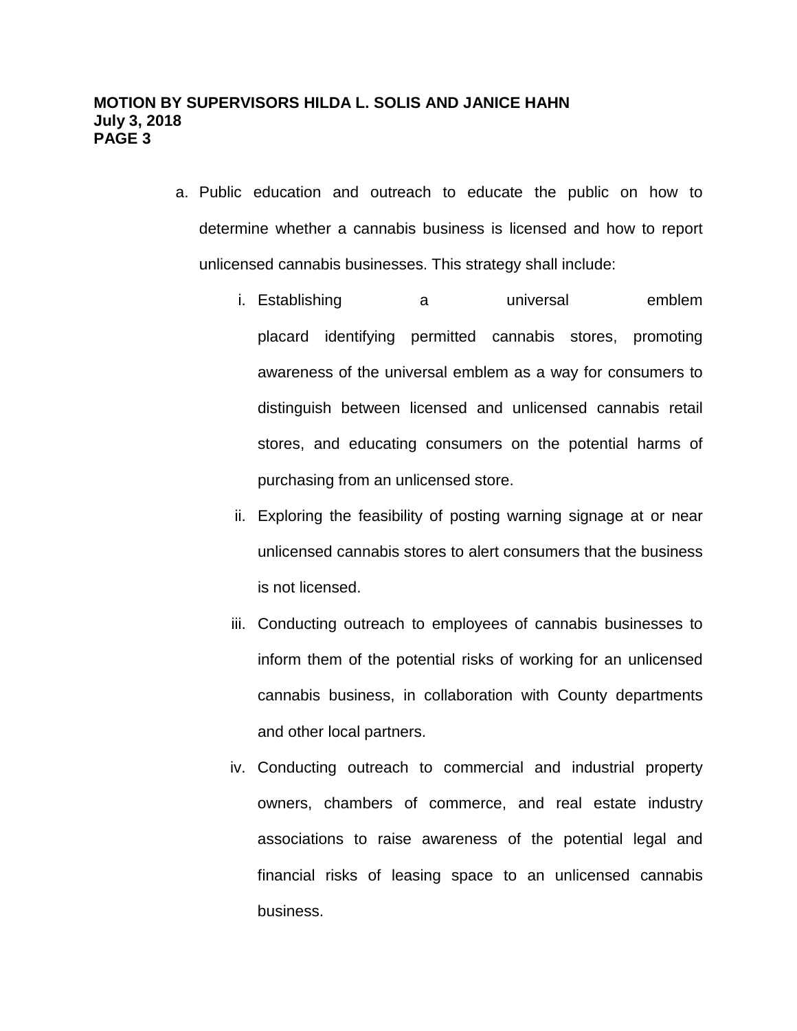a. Public education and outreach to educate the public on how to determine whether a cannabis business is licensed and how to report unlicensed cannabis businesses. This strategy shall include:

   i. Establishing a universal emblem placard identifying permitted cannabis stores, promoting awareness of the universal emblem as a way for consumers to distinguish between licensed and unlicensed cannabis retail stores, and educating consumers on the potential harms of purchasing from an unlicensed store.

   ii. Exploring the feasibility of posting warning signage at or near unlicensed cannabis stores to alert consumers that the business is not licensed.

   iii. Conducting outreach to employees of cannabis businesses to inform them of the potential risks of working for an unlicensed cannabis business, in collaboration with County departments and other local partners.

   iv. Conducting outreach to commercial and industrial property owners, chambers of commerce, and real estate industry associations to raise awareness of the potential legal and financial risks of leasing space to an unlicensed cannabis business.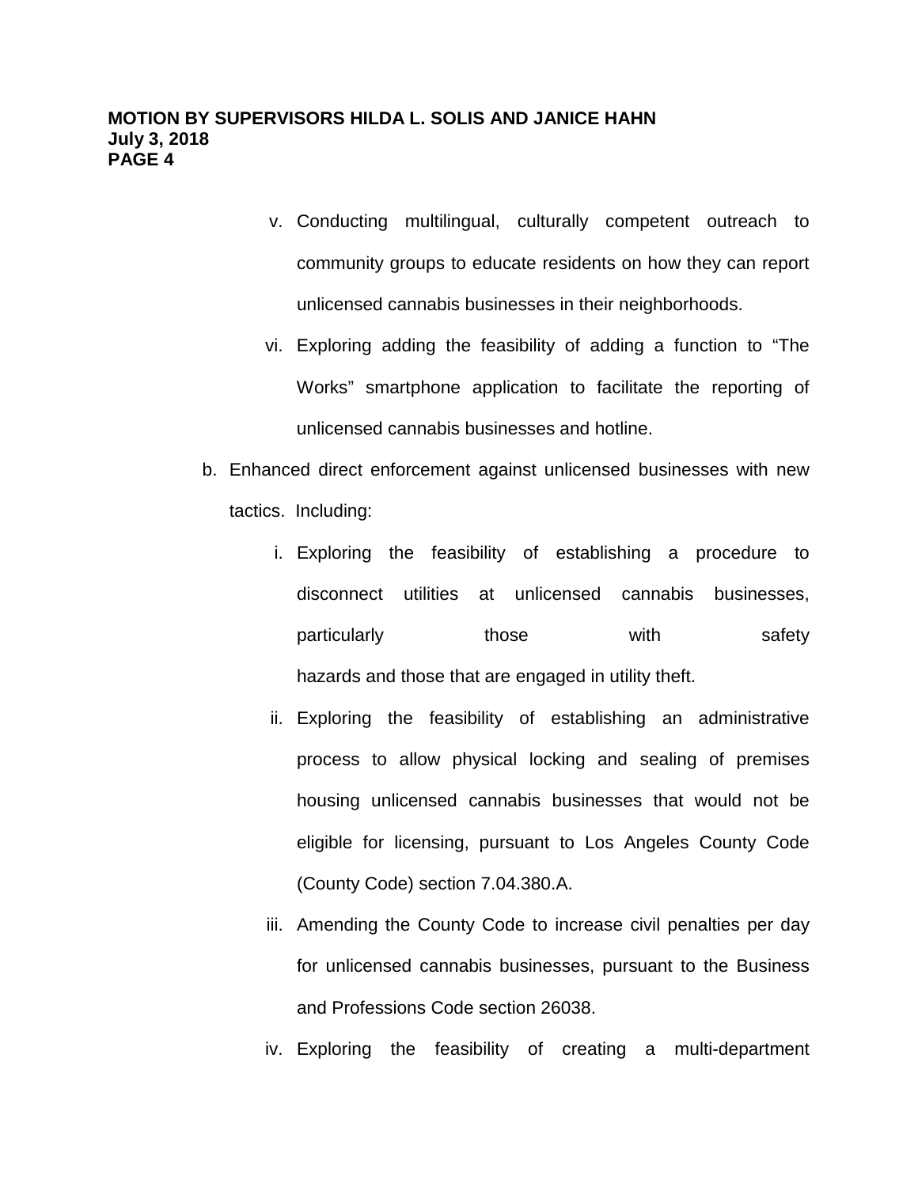v. Conducting multilingual, culturally competent outreach to community groups to educate residents on how they can report unlicensed cannabis businesses in their neighborhoods.

vi. Exploring adding the feasibility of adding a function to "The Works" smartphone application to facilitate the reporting of unlicensed cannabis businesses and hotline.

b. Enhanced direct enforcement against unlicensed businesses with new tactics. Including:

i. Exploring the feasibility of establishing a procedure to disconnect utilities at unlicensed cannabis businesses, particularly those with safety hazards and those that are engaged in utility theft.

ii. Exploring the feasibility of establishing an administrative process to allow physical locking and sealing of premises housing unlicensed cannabis businesses that would not be eligible for licensing, pursuant to Los Angeles County Code (County Code) section 7.04.380.A.

iii. Amending the County Code to increase civil penalties per day for unlicensed cannabis businesses, pursuant to the Business and Professions Code section 26038.

iv. Exploring the feasibility of creating a multi-department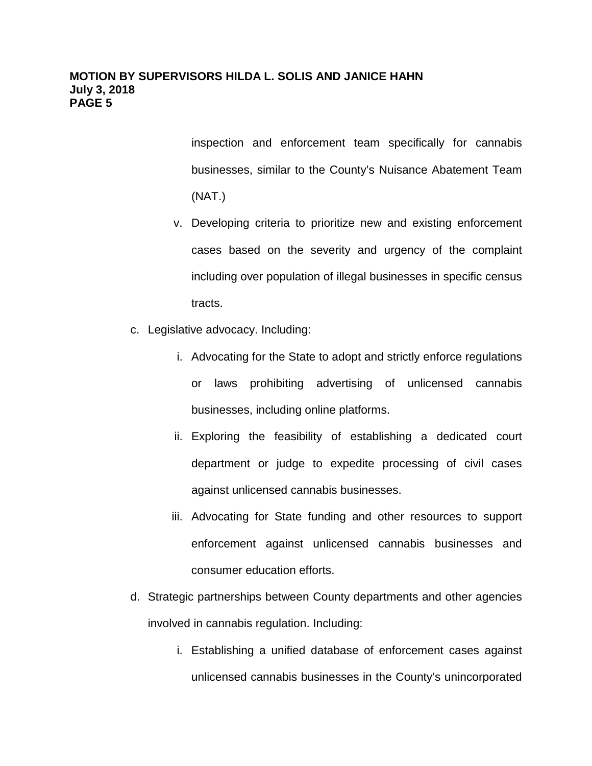inspection and enforcement team specifically for cannabis businesses, similar to the County's Nuisance Abatement Team (NAT.)

v. Developing criteria to prioritize new and existing enforcement cases based on the severity and urgency of the complaint including over population of illegal businesses in specific census tracts.

c. Legislative advocacy. Including:

   i. Advocating for the State to adopt and strictly enforce regulations or laws prohibiting advertising of unlicensed cannabis businesses, including online platforms.

   ii. Exploring the feasibility of establishing a dedicated court department or judge to expedite processing of civil cases against unlicensed cannabis businesses.

   iii. Advocating for State funding and other resources to support enforcement against unlicensed cannabis businesses and consumer education efforts.

d. Strategic partnerships between County departments and other agencies involved in cannabis regulation. Including:

   i. Establishing a unified database of enforcement cases against unlicensed cannabis businesses in the County's unincorporated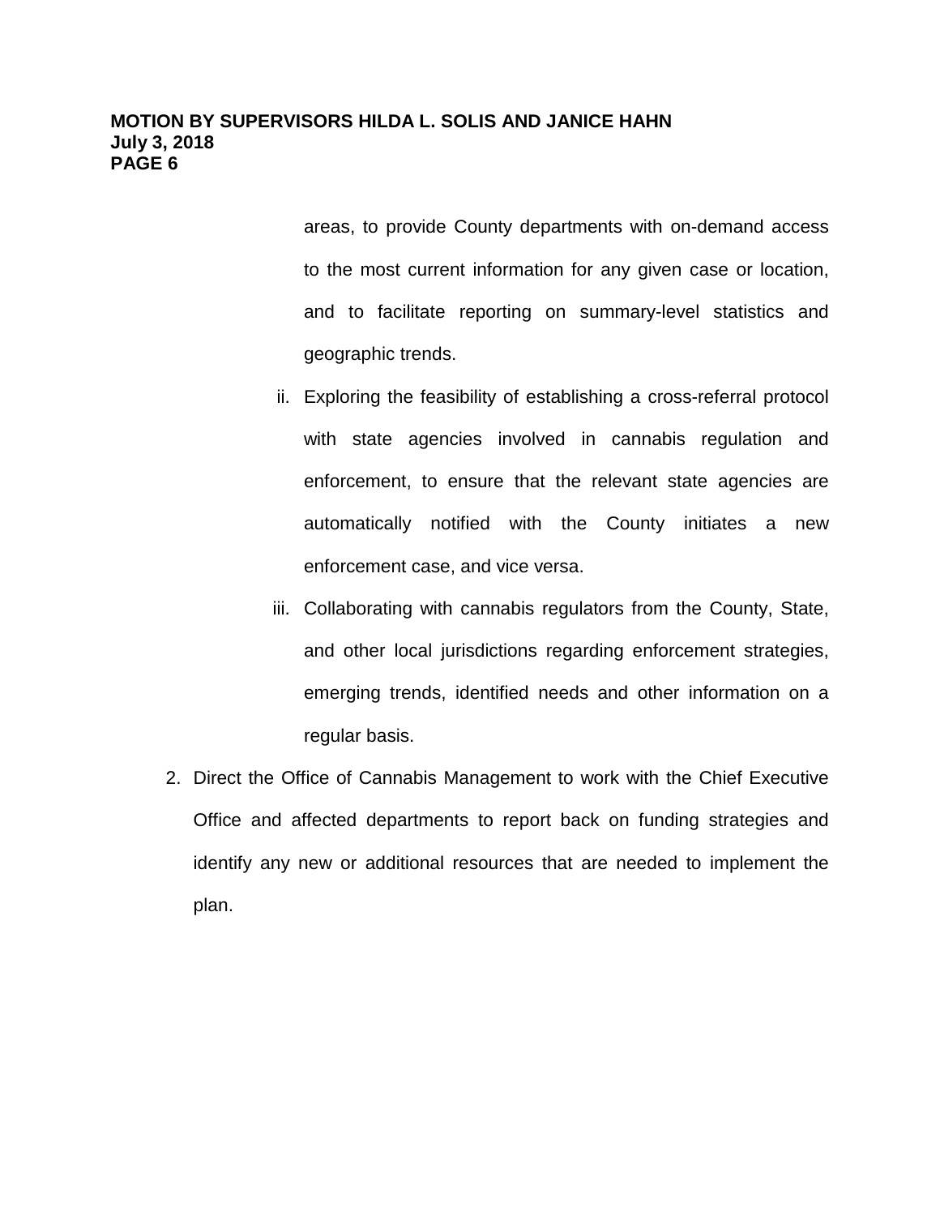areas, to provide County departments with on-demand access to the most current information for any given case or location, and to facilitate reporting on summary-level statistics and geographic trends.

ii. Exploring the feasibility of establishing a cross-referral protocol with state agencies involved in cannabis regulation and enforcement, to ensure that the relevant state agencies are automatically notified with the County initiates a new enforcement case, and vice versa.

iii. Collaborating with cannabis regulators from the County, State, and other local jurisdictions regarding enforcement strategies, emerging trends, identified needs and other information on a regular basis.

2. Direct the Office of Cannabis Management to work with the Chief Executive Office and affected departments to report back on funding strategies and identify any new or additional resources that are needed to implement the plan.